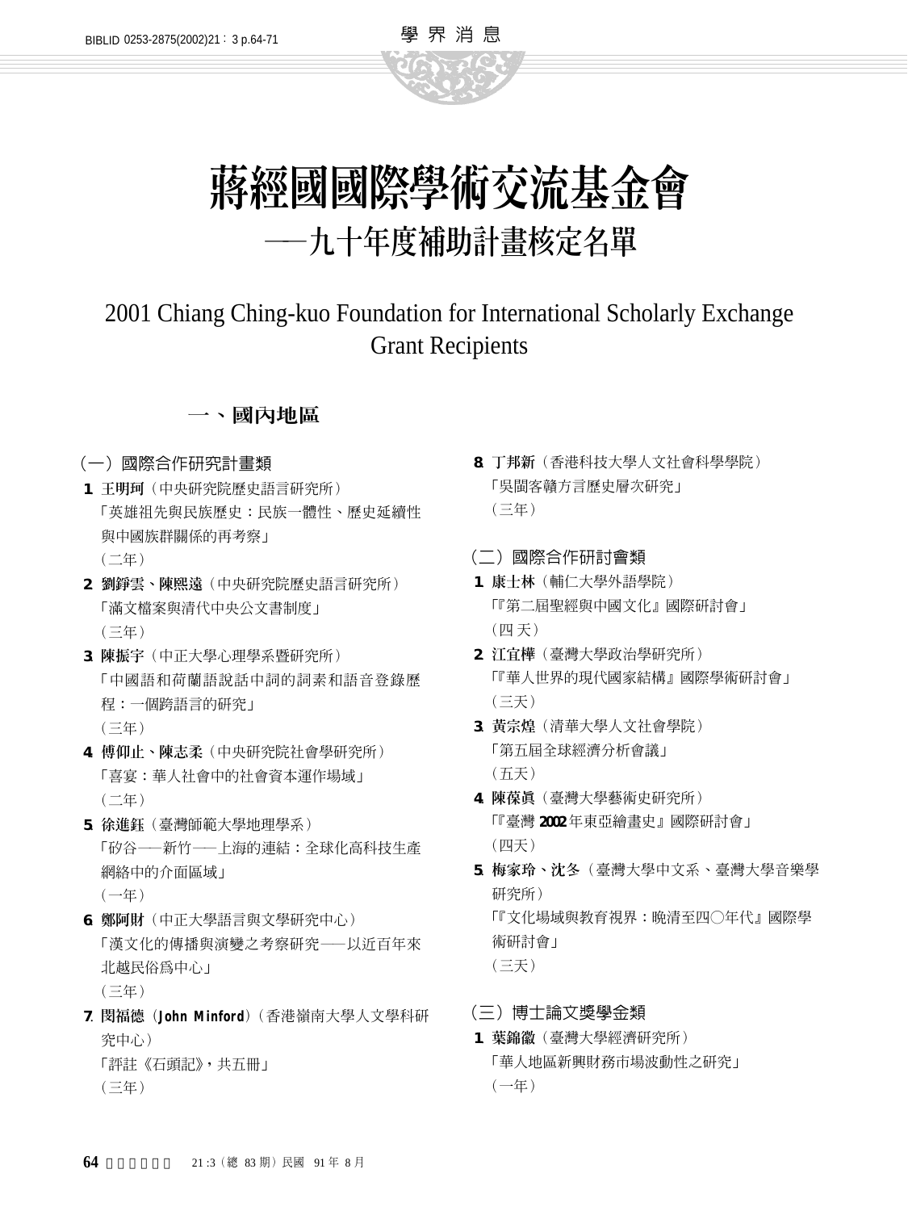# 蔣經國國際學術交流基金會

## ──九十年度補助計畫核定名單

## 2001 Chiang Ching-kuo Foundation for International Scholarly Exchange Grant Recipients

### 一、國內地區

#### （一）國際合作研究計畫類

1. **王明珂**（中央研究院歷史語言研究所）
「英雄祖先與民族歷史：民族一體性、歷史延續性與中國族群關係的再考察」
（二年）
2. **劉錚雲、陳熙遠**（中央研究院歷史語言研究所）
「滿文檔案與清代中央公文書制度」
（三年）
3. **陳振宇**（中正大學心理學系暨研究所）
「中國語和荷蘭語說話中詞的詞素和語音登錄歷程：一個跨語言的研究」
（三年）
4. **傅仰止、陳志柔**（中央研究院社會學研究所）
「喜宴：華人社會中的社會資本運作場域」
（二年）
5. **徐進鈺**（臺灣師範大學地理學系）
「矽谷──新竹──上海的連結：全球化高科技生產網絡中的介面區域」
（一年）
6. **鄭阿財**（中正大學語言與文學研究中心）
「漢文化的傳播與演變之考察研究──以近百年來北越民俗爲中心」
（三年）
7. **閔福德**（**John Minford**）（香港嶺南大學人文學科研究中心）
「評註《石頭記》，共五冊」
（三年）
8. **丁邦新**（香港科技大學人文社會科學學院）
「吳閩客贛方言歷史層次研究」
（三年）

#### （二）國際合作研討會類

1. **康士林**（輔仁大學外語學院）
「『第二屆聖經與中國文化』國際研討會」
（四天）
2. **江宜樺**（臺灣大學政治學研究所）
「『華人世界的現代國家結構』國際學術研討會」
（三天）
3. **黃宗煌**（清華大學人文社會學院）
「第五屆全球經濟分析會議」
（五天）
4. **陳葆眞**（臺灣大學藝術史研究所）
「『臺灣 2002 年東亞繪畫史』國際研討會」
（四天）
5. **梅家玲、沈冬**（臺灣大學中文系、臺灣大學音樂學研究所）
「『文化場域與教育視界：晚清至四〇年代』國際學術研討會」
（三天）

#### （三）博士論文獎學金類

1. **葉錦徽**（臺灣大學經濟研究所）
「華人地區新興財務市場波動性之研究」
（一年）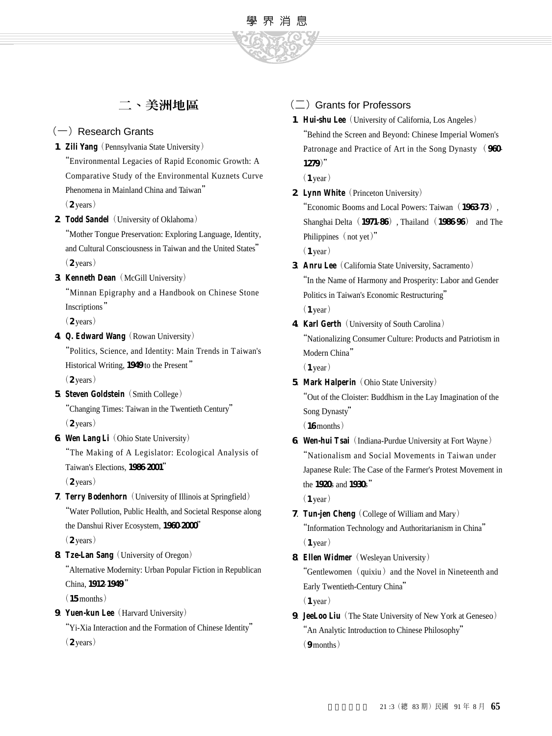## 二、美洲地區

### （一）Research Grants

1. **Zili Yang**（Pennsylvania State University）
"Environmental Legacies of Rapid Economic Growth: A Comparative Study of the Environmental Kuznets Curve Phenomena in Mainland China and Taiwan"
（**2** years）

2. **Todd Sandel**（University of Oklahoma）
"Mother Tongue Preservation: Exploring Language, Identity, and Cultural Consciousness in Taiwan and the United States"
（**2** years）

3. **Kenneth Dean**（McGill University）
"Minnan Epigraphy and a Handbook on Chinese Stone Inscriptions"
（**2** years）

4. **Q. Edward Wang**（Rowan University）
"Politics, Science, and Identity: Main Trends in Taiwan's Historical Writing, **1949** to the Present"
（**2** years）

5. **Steven Goldstein**（Smith College）
"Changing Times: Taiwan in the Twentieth Century"
（**2** years）

6. **Wen Lang Li**（Ohio State University）
"The Making of A Legislator: Ecological Analysis of Taiwan's Elections, **1986-2001**"
（**2** years）

7. **Terry Bodenhorn**（University of Illinois at Springfield）
"Water Pollution, Public Health, and Societal Response along the Danshui River Ecosystem, **1960-2000**"
（**2** years）

8. **Tze-Lan Sang**（University of Oregon）
"Alternative Modernity: Urban Popular Fiction in Republican China, **1912-1949**"
（**15** months）

9. **Yuen-kun Lee**（Harvard University）
"Yi-Xia Interaction and the Formation of Chinese Identity"
（**2** years）

### （二）Grants for Professors

1. **Hui-shu Lee**（University of California, Los Angeles）
"Behind the Screen and Beyond: Chinese Imperial Women's Patronage and Practice of Art in the Song Dynasty（**960-1279**）"
（**1** year）

2. **Lynn White**（Princeton University）
"Economic Booms and Local Powers: Taiwan（**1963-73**）, Shanghai Delta（**1971-86**）, Thailand（**1986-96**） and The Philippines（not yet）"
（**1** year）

3. **Anru Lee**（California State University, Sacramento）
"In the Name of Harmony and Prosperity: Labor and Gender Politics in Taiwan's Economic Restructuring"
（**1** year）

4. **Karl Gerth**（University of South Carolina）
"Nationalizing Consumer Culture: Products and Patriotism in Modern China"
（**1** year）

5. **Mark Halperin**（Ohio State University）
"Out of the Cloister: Buddhism in the Lay Imagination of the Song Dynasty"
（**16** months）

6. **Wen-hui Tsai**（Indiana-Purdue University at Fort Wayne）
"Nationalism and Social Movements in Taiwan under Japanese Rule: The Case of the Farmer's Protest Movement in the **1920**s and **1930**s"
（**1** year）

7. **Tun-jen Cheng**（College of William and Mary）
"Information Technology and Authoritarianism in China"
（**1** year）

8. **Ellen Widmer**（Wesleyan University）
"Gentlewomen（quixiu）and the Novel in Nineteenth and Early Twentieth-Century China"
（**1** year）

9. **JeeLoo Liu**（The State University of New York at Geneseo）
"An Analytic Introduction to Chinese Philosophy"
（**9** months）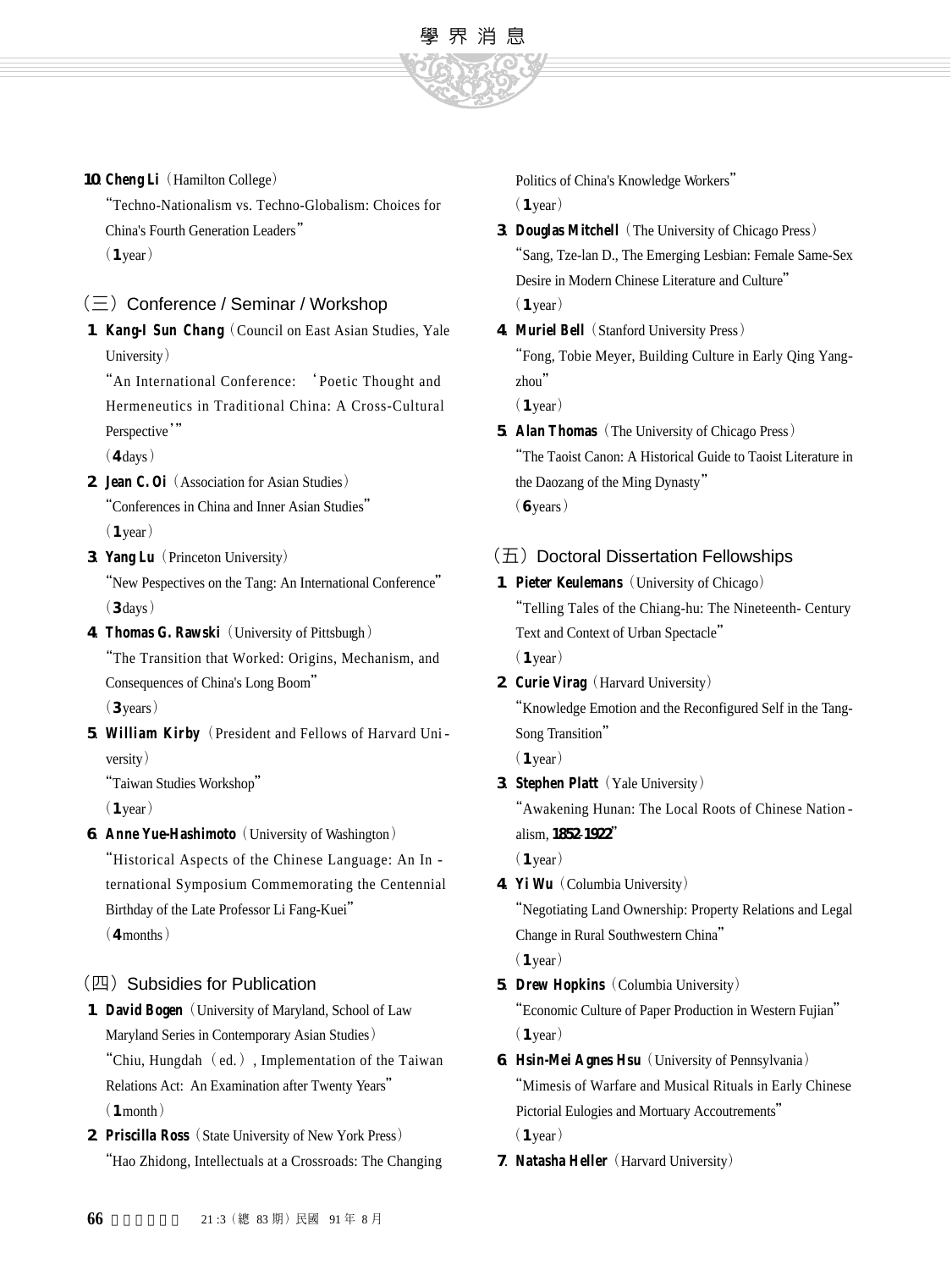10. **Cheng Li**（Hamilton College）
"Techno-Nationalism vs. Techno-Globalism: Choices for China's Fourth Generation Leaders"
（**1** year）

## （三）Conference / Seminar / Workshop

1. **Kang-I Sun Chang**（Council on East Asian Studies, Yale University）
"An International Conference: 'Poetic Thought and Hermeneutics in Traditional China: A Cross-Cultural Perspective'"
（**4** days）
2. **Jean C. Oi**（Association for Asian Studies）
"Conferences in China and Inner Asian Studies"
（**1** year）
3. **Yang Lu**（Princeton University）
"New Pespectives on the Tang: An International Conference"
（**3** days）
4. **Thomas G. Rawski**（University of Pittsbugh）
"The Transition that Worked: Origins, Mechanism, and Consequences of China's Long Boom"
（**3** years）
5. **William Kirby**（President and Fellows of Harvard University）
"Taiwan Studies Workshop"
（**1** year）
6. **Anne Yue-Hashimoto**（University of Washington）
"Historical Aspects of the Chinese Language: An International Symposium Commemorating the Centennial Birthday of the Late Professor Li Fang-Kuei"
（**4** months）

## （四）Subsidies for Publication

1. **David Bogen**（University of Maryland, School of Law Maryland Series in Contemporary Asian Studies）
"Chiu, Hungdah（ed.）, Implementation of the Taiwan Relations Act: An Examination after Twenty Years"
（**1** month）
2. **Priscilla Ross**（State University of New York Press）
"Hao Zhidong, Intellectuals at a Crossroads: The Changing Politics of China's Knowledge Workers"
（**1** year）
3. **Douglas Mitchell**（The University of Chicago Press）
"Sang, Tze-lan D., The Emerging Lesbian: Female Same-Sex Desire in Modern Chinese Literature and Culture"
（**1** year）
4. **Muriel Bell**（Stanford University Press）
"Fong, Tobie Meyer, Building Culture in Early Qing Yangzhou"
（**1** year）
5. **Alan Thomas**（The University of Chicago Press）
"The Taoist Canon: A Historical Guide to Taoist Literature in the Daozang of the Ming Dynasty"
（**6** years）

## （五）Doctoral Dissertation Fellowships

1. **Pieter Keulemans**（University of Chicago）
"Telling Tales of the Chiang-hu: The Nineteenth- Century Text and Context of Urban Spectacle"
（**1** year）
2. **Curie Virag**（Harvard University）
"Knowledge Emotion and the Reconfigured Self in the Tang-Song Transition"
（**1** year）
3. **Stephen Platt**（Yale University）
"Awakening Hunan: The Local Roots of Chinese Nationalism, **1852-1922**"
（**1** year）
4. **Yi Wu**（Columbia University）
"Negotiating Land Ownership: Property Relations and Legal Change in Rural Southwestern China"
（**1** year）
5. **Drew Hopkins**（Columbia University）
"Economic Culture of Paper Production in Western Fujian"
（**1** year）
6. **Hsin-Mei Agnes Hsu**（University of Pennsylvania）
"Mimesis of Warfare and Musical Rituals in Early Chinese Pictorial Eulogies and Mortuary Accoutrements"
（**1** year）
7. **Natasha Heller**（Harvard University）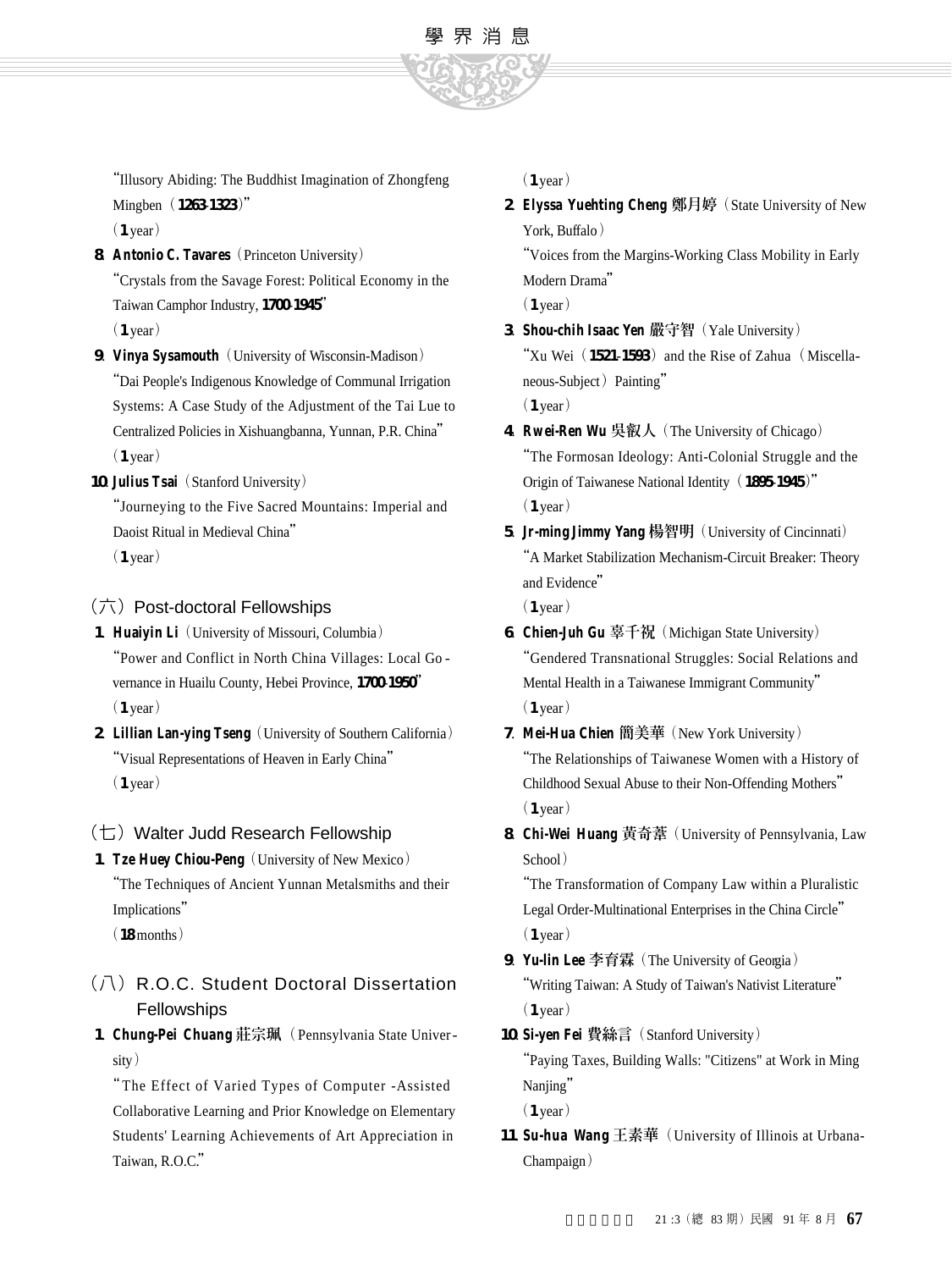"Illusory Abiding: The Buddhist Imagination of Zhongfeng Mingben（**1263-1323**）"
（**1** year）

**8. Antonio C. Tavares**（Princeton University）
"Crystals from the Savage Forest: Political Economy in the Taiwan Camphor Industry, **1700-1945**"
（**1** year）

**9. Vinya Sysamouth**（University of Wisconsin-Madison）
"Dai People's Indigenous Knowledge of Communal Irrigation Systems: A Case Study of the Adjustment of the Tai Lue to Centralized Policies in Xishuangbanna, Yunnan, P.R. China"
（**1** year）

**10. Julius Tsai**（Stanford University）
"Journeying to the Five Sacred Mountains: Imperial and Daoist Ritual in Medieval China"
（**1** year）

## （六）Post-doctoral Fellowships

**1. Huaiyin Li**（University of Missouri, Columbia）
"Power and Conflict in North China Villages: Local Governance in Huailu County, Hebei Province, **1700-1950**"
（**1** year）

**2. Lillian Lan-ying Tseng**（University of Southern California）
"Visual Representations of Heaven in Early China"
（**1** year）

## （七）Walter Judd Research Fellowship

**1. Tze Huey Chiou-Peng**（University of New Mexico）
"The Techniques of Ancient Yunnan Metalsmiths and their Implications"
（**18** months）

## （八）R.O.C. Student Doctoral Dissertation Fellowships

**1. Chung-Pei Chuang 莊宗珮**（Pennsylvania State University）
"The Effect of Varied Types of Computer-Assisted Collaborative Learning and Prior Knowledge on Elementary Students' Learning Achievements of Art Appreciation in Taiwan, R.O.C."
（**1** year）

**2. Elyssa Yuehting Cheng 鄭月婷**（State University of New York, Buffalo）
"Voices from the Margins-Working Class Mobility in Early Modern Drama"
（**1** year）

**3. Shou-chih Isaac Yen 嚴守智**（Yale University）
"Xu Wei（**1521-1593**）and the Rise of Zahua（Miscellaneous-Subject）Painting"
（**1** year）

**4. Rwei-Ren Wu 吳叡人**（The University of Chicago）
"The Formosan Ideology: Anti-Colonial Struggle and the Origin of Taiwanese National Identity（**1895-1945**）"
（**1** year）

**5. Jr-ming Jimmy Yang 楊智明**（University of Cincinnati）
"A Market Stabilization Mechanism-Circuit Breaker: Theory and Evidence"
（**1** year）

**6. Chien-Juh Gu 辜千祝**（Michigan State University）
"Gendered Transnational Struggles: Social Relations and Mental Health in a Taiwanese Immigrant Community"
（**1** year）

**7. Mei-Hua Chien 簡美華**（New York University）
"The Relationships of Taiwanese Women with a History of Childhood Sexual Abuse to their Non-Offending Mothers"
（**1** year）

**8. Chi-Wei Huang 黃奇葦**（University of Pennsylvania, Law School）
"The Transformation of Company Law within a Pluralistic Legal Order-Multinational Enterprises in the China Circle"
（**1** year）

**9. Yu-lin Lee 李育霖**（The University of Georgia）
"Writing Taiwan: A Study of Taiwan's Nativist Literature"
（**1** year）

**10. Si-yen Fei 費絲言**（Stanford University）
"Paying Taxes, Building Walls: "Citizens" at Work in Ming Nanjing"
（**1** year）

**11. Su-hua Wang 王素華**（University of Illinois at Urbana-Champaign）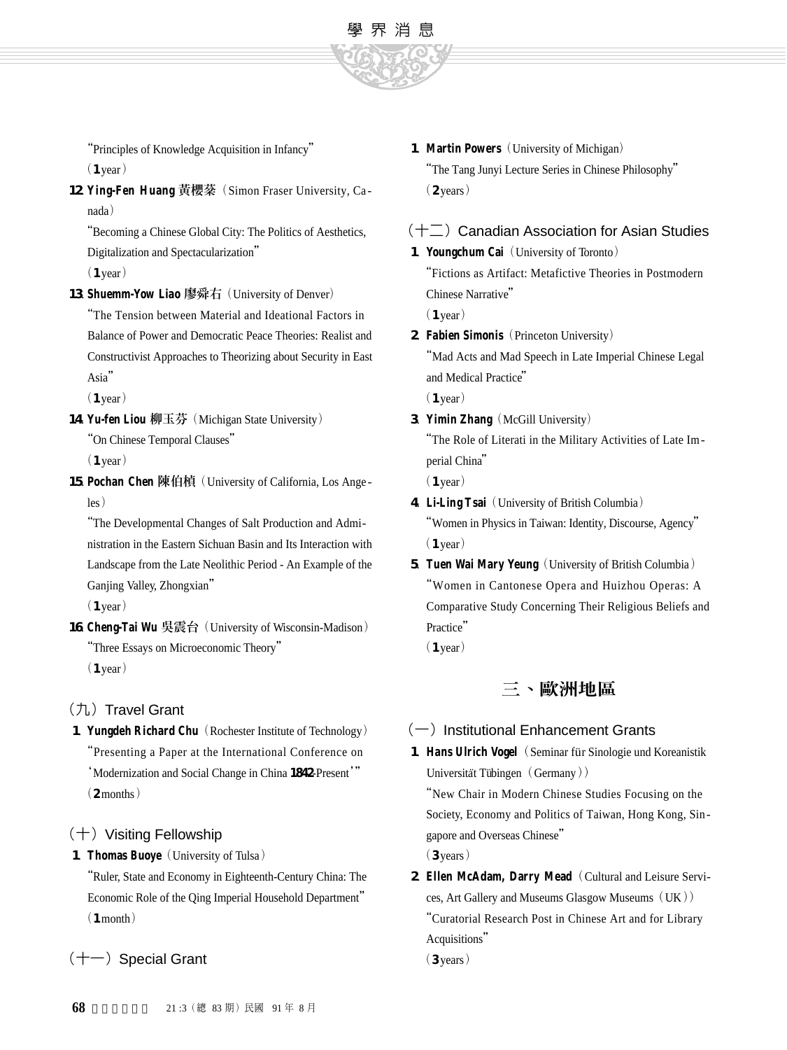"Principles of Knowledge Acquisition in Infancy"
（**1** year）

12. **Ying-Fen Huang** 黃櫻棻（Simon Fraser University, Canada）
"Becoming a Chinese Global City: The Politics of Aesthetics, Digitalization and Spectacularization"
（**1** year）

13. **Shuemm-Yow Liao** 廖舜右（University of Denver）
"The Tension between Material and Ideational Factors in Balance of Power and Democratic Peace Theories: Realist and Constructivist Approaches to Theorizing about Security in East Asia"
（**1** year）

14. **Yu-fen Liou** 柳玉芬（Michigan State University）
"On Chinese Temporal Clauses"
（**1** year）

15. **Pochan Chen** 陳伯楨（University of California, Los Angeles）
"The Developmental Changes of Salt Production and Administration in the Eastern Sichuan Basin and Its Interaction with Landscape from the Late Neolithic Period - An Example of the Ganjing Valley, Zhongxian"
（**1** year）

16. **Cheng-Tai Wu** 吳震台（University of Wisconsin-Madison）
"Three Essays on Microeconomic Theory"
（**1** year）

## （九）Travel Grant

1. **Yungdeh Richard Chu**（Rochester Institute of Technology）
"Presenting a Paper at the International Conference on 'Modernization and Social Change in China **1842**-Present'"
（**2** months）

## （十）Visiting Fellowship

1. **Thomas Buoye**（University of Tulsa）
"Ruler, State and Economy in Eighteenth-Century China: The Economic Role of the Qing Imperial Household Department"
（**1** month）

## （十一）Special Grant

1. **Martin Powers**（University of Michigan）
"The Tang Junyi Lecture Series in Chinese Philosophy"
（**2** years）

## （十二）Canadian Association for Asian Studies

1. **Youngchum Cai**（University of Toronto）
"Fictions as Artifact: Metafictive Theories in Postmodern Chinese Narrative"
（**1** year）

2. **Fabien Simonis**（Princeton University）
"Mad Acts and Mad Speech in Late Imperial Chinese Legal and Medical Practice"
（**1** year）

3. **Yimin Zhang**（McGill University）
"The Role of Literati in the Military Activities of Late Imperial China"
（**1** year）

4. **Li-Ling Tsai**（University of British Columbia）
"Women in Physics in Taiwan: Identity, Discourse, Agency"
（**1** year）

5. **Tuen Wai Mary Yeung**（University of British Columbia）
"Women in Cantonese Opera and Huizhou Operas: A Comparative Study Concerning Their Religious Beliefs and Practice"
（**1** year）

# 三、歐洲地區

## （一）Institutional Enhancement Grants

1. **Hans Ulrich Vogel**（Seminar für Sinologie und Koreanistik Universität Tübingen（Germany））
"New Chair in Modern Chinese Studies Focusing on the Society, Economy and Politics of Taiwan, Hong Kong, Singapore and Overseas Chinese"
（**3** years）

2. **Ellen McAdam, Darry Mead**（Cultural and Leisure Services, Art Gallery and Museums Glasgow Museums（UK））
"Curatorial Research Post in Chinese Art and for Library Acquisitions"
（**3** years）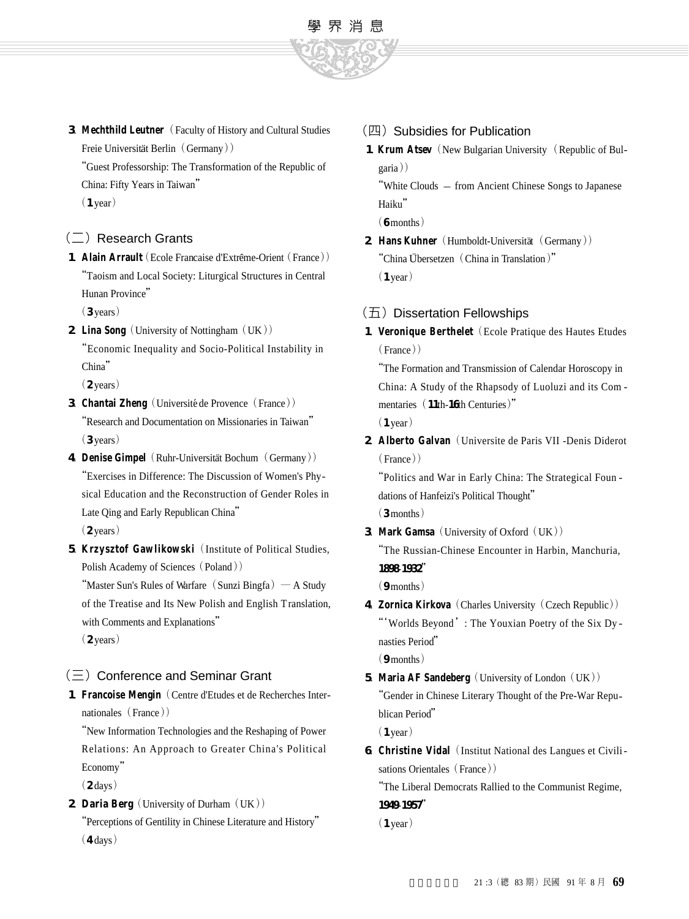3. **Mechthild Leutner**（Faculty of History and Cultural Studies Freie Universität Berlin（Germany））
"Guest Professorship: The Transformation of the Republic of China: Fifty Years in Taiwan"
（**1** year）

## （二）Research Grants

1. **Alain Arrault**（Ecole Francaise d'Extrême-Orient（France））
"Taoism and Local Society: Liturgical Structures in Central Hunan Province"
（**3** years）

2. **Lina Song**（University of Nottingham（UK））
"Economic Inequality and Socio-Political Instability in China"
（**2** years）

3. **Chantai Zheng**（Université de Provence（France））
"Research and Documentation on Missionaries in Taiwan"
（**3** years）

4. **Denise Gimpel**（Ruhr-Universität Bochum（Germany））
"Exercises in Difference: The Discussion of Women's Physical Education and the Reconstruction of Gender Roles in Late Qing and Early Republican China"
（**2** years）

5. **Krzysztof Gawlikowski**（Institute of Political Studies, Polish Academy of Sciences（Poland））
"Master Sun's Rules of Warfare（Sunzi Bingfa）— A Study of the Treatise and Its New Polish and English Translation, with Comments and Explanations"
（**2** years）

## （三）Conference and Seminar Grant

1. **Francoise Mengin**（Centre d'Etudes et de Recherches Internationales（France））
"New Information Technologies and the Reshaping of Power Relations: An Approach to Greater China's Political Economy"
（**2** days）

2. **Daria Berg**（University of Durham（UK））
"Perceptions of Gentility in Chinese Literature and History"
（**4** days）

## （四）Subsidies for Publication

1. **Krum Atsev**（New Bulgarian University（Republic of Bulgaria））
"White Clouds — from Ancient Chinese Songs to Japanese Haiku"
（**6** months）

2. **Hans Kuhner**（Humboldt-Universität（Germany））
"China Übersetzen（China in Translation）"
（**1** year）

## （五）Dissertation Fellowships

1. **Veronique Berthelet**（Ecole Pratique des Hautes Etudes（France））
"The Formation and Transmission of Calendar Horoscopy in China: A Study of the Rhapsody of Luoluzi and its Commentaries（**11**th-**16**th Centuries）"
（**1** year）

2. **Alberto Galvan**（Universite de Paris VII -Denis Diderot（France））
"Politics and War in Early China: The Strategical Foundations of Hanfeizi's Political Thought"
（**3** months）

3. **Mark Gamsa**（University of Oxford（UK））
"The Russian-Chinese Encounter in Harbin, Manchuria, **1898**-**1932**"
（**9** months）

4. **Zornica Kirkova**（Charles University（Czech Republic））
"'Worlds Beyond': The Youxian Poetry of the Six Dynasties Period"
（**9** months）

5. **Maria AF Sandeberg**（University of London（UK））
"Gender in Chinese Literary Thought of the Pre-War Republican Period"
（**1** year）

6. **Christine Vidal**（Institut National des Langues et Civilisations Orientales（France））
"The Liberal Democrats Rallied to the Communist Regime, **1949**-**1957**"
（**1** year）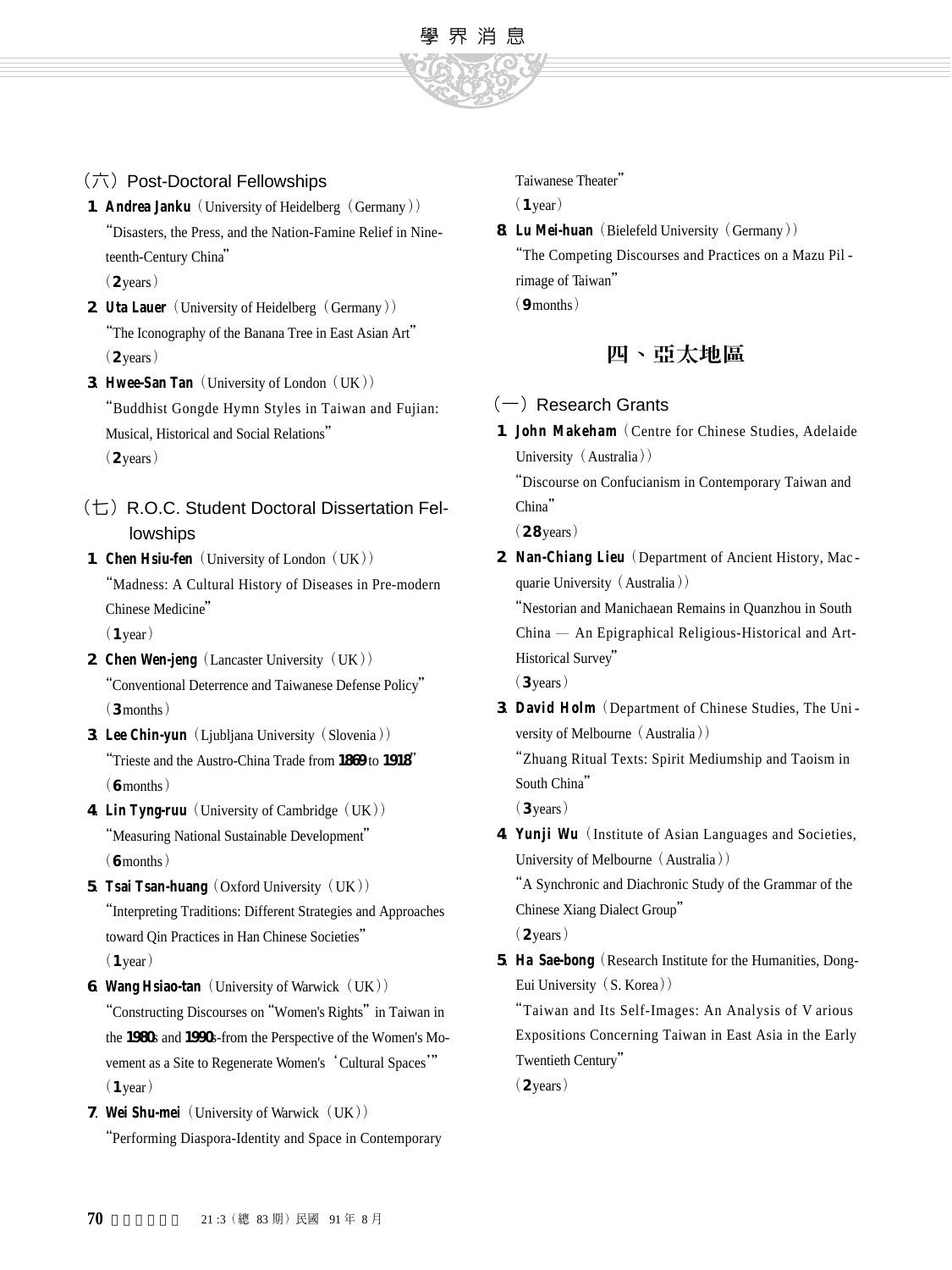（六）Post-Doctoral Fellowships

1. **Andrea Janku**（University of Heidelberg（Germany））
"Disasters, the Press, and the Nation-Famine Relief in Nineteenth-Century China"
（2 years）

2. **Uta Lauer**（University of Heidelberg（Germany））
"The Iconography of the Banana Tree in East Asian Art"
（2 years）

3. **Hwee-San Tan**（University of London（UK））
"Buddhist Gongde Hymn Styles in Taiwan and Fujian: Musical, Historical and Social Relations"
（2 years）

（七）R.O.C. Student Doctoral Dissertation Fellowships

1. **Chen Hsiu-fen**（University of London（UK））
"Madness: A Cultural History of Diseases in Pre-modern Chinese Medicine"
（1 year）

2. **Chen Wen-jeng**（Lancaster University（UK））
"Conventional Deterrence and Taiwanese Defense Policy"
（3 months）

3. **Lee Chin-yun**（Ljubljana University（Slovenia））
"Trieste and the Austro-China Trade from 1869 to 1918"
（6 months）

4. **Lin Tyng-ruu**（University of Cambridge（UK））
"Measuring National Sustainable Development"
（6 months）

5. **Tsai Tsan-huang**（Oxford University（UK））
"Interpreting Traditions: Different Strategies and Approaches toward Qin Practices in Han Chinese Societies"
（1 year）

6. **Wang Hsiao-tan**（University of Warwick（UK））
"Constructing Discourses on "Women's Rights" in Taiwan in the 1980s and 1990s-from the Perspective of the Women's Movement as a Site to Regenerate Women's 'Cultural Spaces'"
（1 year）

7. **Wei Shu-mei**（University of Warwick（UK））
"Performing Diaspora-Identity and Space in Contemporary Taiwanese Theater"
（1 year）

8. **Lu Mei-huan**（Bielefeld University（Germany））
"The Competing Discourses and Practices on a Mazu Pilrimage of Taiwan"
（9 months）

## 四、亞太地區

（一）Research Grants

1. **John Makeham**（Centre for Chinese Studies, Adelaide University（Australia））
"Discourse on Confucianism in Contemporary Taiwan and China"
（2.8 years）

2. **Nan-Chiang Lieu**（Department of Ancient History, Macquarie University（Australia））
"Nestorian and Manichaean Remains in Quanzhou in South China — An Epigraphical Religious-Historical and Art-Historical Survey"
（3 years）

3. **David Holm**（Department of Chinese Studies, The University of Melbourne（Australia））
"Zhuang Ritual Texts: Spirit Mediumship and Taoism in South China"
（3 years）

4. **Yunji Wu**（Institute of Asian Languages and Societies, University of Melbourne（Australia））
"A Synchronic and Diachronic Study of the Grammar of the Chinese Xiang Dialect Group"
（2 years）

5. **Ha Sae-bong**（Research Institute for the Humanities, Dong-Eui University（S. Korea））
"Taiwan and Its Self-Images: An Analysis of Various Expositions Concerning Taiwan in East Asia in the Early Twentieth Century"
（2 years）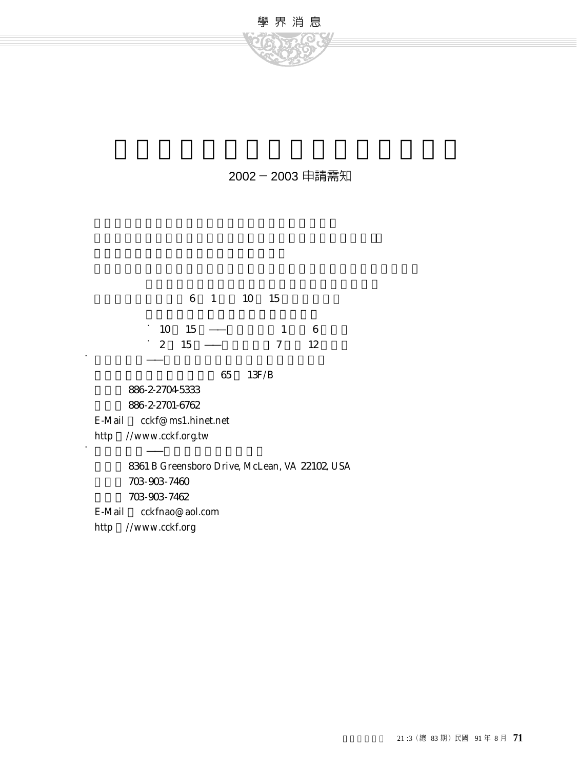## 2002－2003 申請需知

6 1 10 15

- 10 15 —— 1 6
- 2 15 —— 7 12

· ——

65 13F/B

886-2-2704-5333

886-2-2701-6762

E-Mail cckf@ms1.hinet.net

http //www.cckf.org.tw

· ——

8361 B Greensboro Drive, McLean, VA 22102, USA

703-903-7460

703-903-7462

E-Mail cckfnao@aol.com

http //www.cckf.org